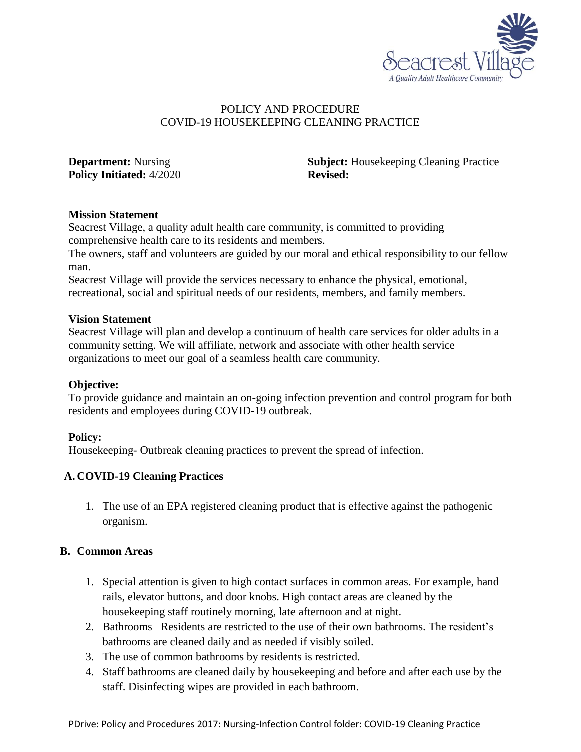Seacrest Village
A Quality Adult Healthcare Community

# POLICY AND PROCEDURE
# COVID-19 HOUSEKEEPING CLEANING PRACTICE

**Department:** Nursing
**Policy Initiated:** 4/2020

**Subject:** Housekeeping Cleaning Practice
**Revised:**

**Mission Statement**
Seacrest Village, a quality adult health care community, is committed to providing comprehensive health care to its residents and members.
The owners, staff and volunteers are guided by our moral and ethical responsibility to our fellow man.
Seacrest Village will provide the services necessary to enhance the physical, emotional, recreational, social and spiritual needs of our residents, members, and family members.

**Vision Statement**
Seacrest Village will plan and develop a continuum of health care services for older adults in a community setting. We will affiliate, network and associate with other health service organizations to meet our goal of a seamless health care community.

**Objective:**
To provide guidance and maintain an on-going infection prevention and control program for both residents and employees during COVID-19 outbreak.

**Policy:**
Housekeeping- Outbreak cleaning practices to prevent the spread of infection.

## A. COVID-19 Cleaning Practices

1. The use of an EPA registered cleaning product that is effective against the pathogenic organism.

## B. Common Areas

1. Special attention is given to high contact surfaces in common areas. For example, hand rails, elevator buttons, and door knobs. High contact areas are cleaned by the housekeeping staff routinely morning, late afternoon and at night.
2. Bathrooms Residents are restricted to the use of their own bathrooms. The resident's bathrooms are cleaned daily and as needed if visibly soiled.
3. The use of common bathrooms by residents is restricted.
4. Staff bathrooms are cleaned daily by housekeeping and before and after each use by the staff. Disinfecting wipes are provided in each bathroom.

PDrive: Policy and Procedures 2017: Nursing-Infection Control folder: COVID-19 Cleaning Practice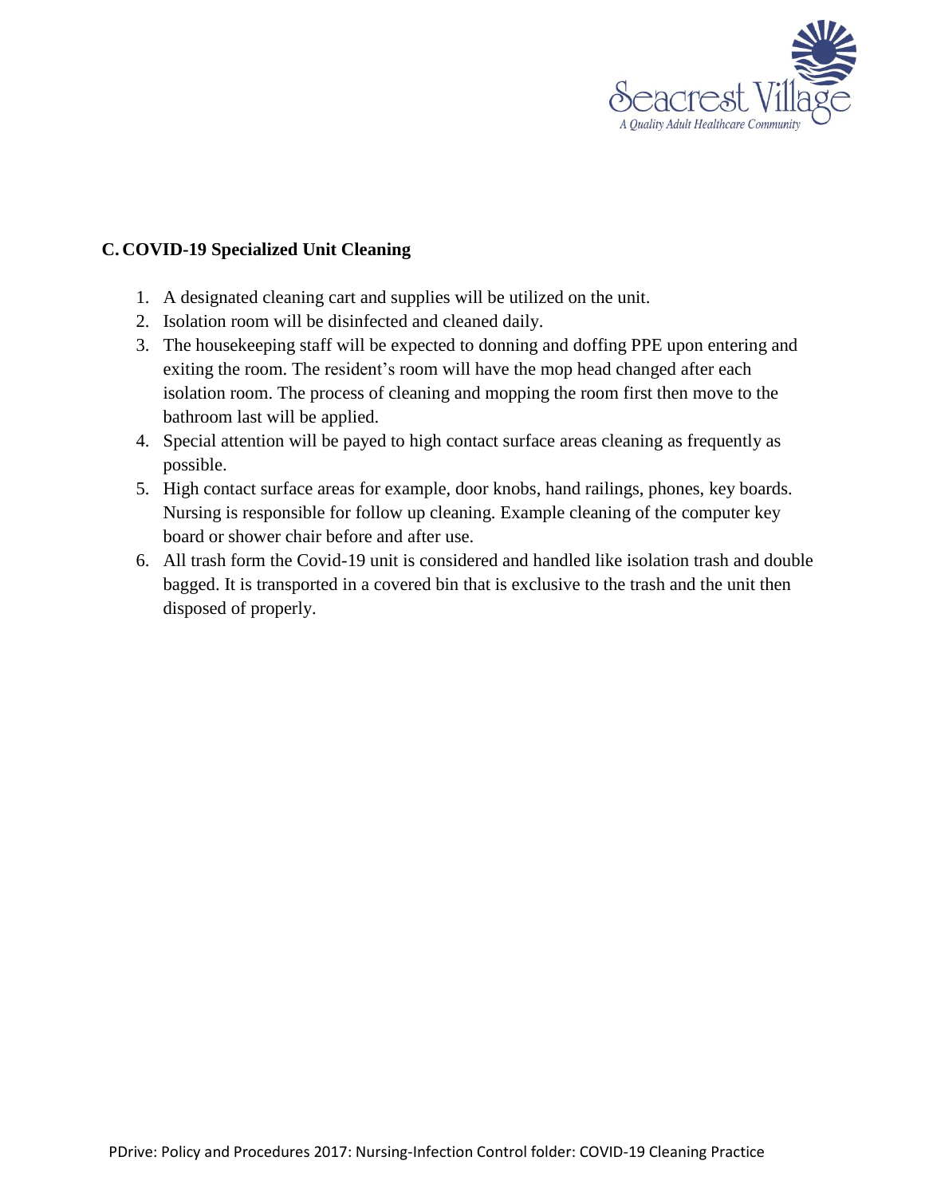### C. COVID-19 Specialized Unit Cleaning

1. A designated cleaning cart and supplies will be utilized on the unit.
2. Isolation room will be disinfected and cleaned daily.
3. The housekeeping staff will be expected to donning and doffing PPE upon entering and exiting the room. The resident's room will have the mop head changed after each isolation room. The process of cleaning and mopping the room first then move to the bathroom last will be applied.
4. Special attention will be payed to high contact surface areas cleaning as frequently as possible.
5. High contact surface areas for example, door knobs, hand railings, phones, key boards. Nursing is responsible for follow up cleaning. Example cleaning of the computer key board or shower chair before and after use.
6. All trash form the Covid-19 unit is considered and handled like isolation trash and double bagged. It is transported in a covered bin that is exclusive to the trash and the unit then disposed of properly.